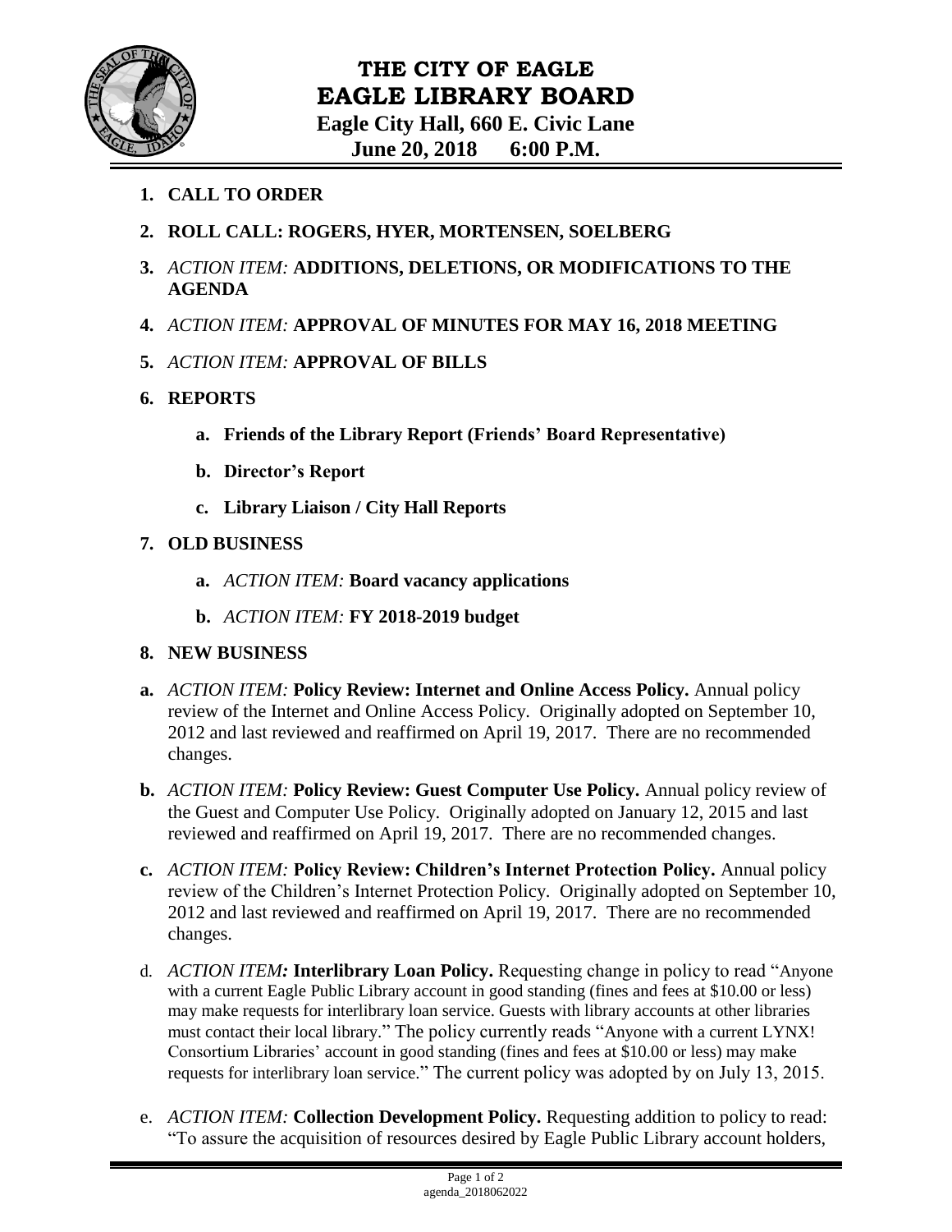# THE CITY OF EAGLE
# EAGLE LIBRARY BOARD
**Eagle City Hall, 660 E. Civic Lane**
**June 20, 2018 6:00 P.M.**

1. **CALL TO ORDER**
2. **ROLL CALL: ROGERS, HYER, MORTENSEN, SOELBERG**
3. *ACTION ITEM:* **ADDITIONS, DELETIONS, OR MODIFICATIONS TO THE AGENDA**
4. *ACTION ITEM:* **APPROVAL OF MINUTES FOR MAY 16, 2018 MEETING**
5. *ACTION ITEM:* **APPROVAL OF BILLS**
6. **REPORTS**
   - a. **Friends of the Library Report (Friends' Board Representative)**
   - b. **Director's Report**
   - c. **Library Liaison / City Hall Reports**
7. **OLD BUSINESS**
   - a. *ACTION ITEM:* **Board vacancy applications**
   - b. *ACTION ITEM:* **FY 2018-2019 budget**
8. **NEW BUSINESS**

a. *ACTION ITEM:* **Policy Review: Internet and Online Access Policy.** Annual policy review of the Internet and Online Access Policy. Originally adopted on September 10, 2012 and last reviewed and reaffirmed on April 19, 2017. There are no recommended changes.

b. *ACTION ITEM:* **Policy Review: Guest Computer Use Policy.** Annual policy review of the Guest and Computer Use Policy. Originally adopted on January 12, 2015 and last reviewed and reaffirmed on April 19, 2017. There are no recommended changes.

c. *ACTION ITEM:* **Policy Review: Children's Internet Protection Policy.** Annual policy review of the Children's Internet Protection Policy. Originally adopted on September 10, 2012 and last reviewed and reaffirmed on April 19, 2017. There are no recommended changes.

d. *ACTION ITEM:* **Interlibrary Loan Policy.** Requesting change in policy to read "Anyone with a current Eagle Public Library account in good standing (fines and fees at $10.00 or less) may make requests for interlibrary loan service. Guests with library accounts at other libraries must contact their local library." The policy currently reads "Anyone with a current LYNX! Consortium Libraries' account in good standing (fines and fees at $10.00 or less) may make requests for interlibrary loan service." The current policy was adopted by on July 13, 2015.

e. *ACTION ITEM:* **Collection Development Policy.** Requesting addition to policy to read: "To assure the acquisition of resources desired by Eagle Public Library account holders,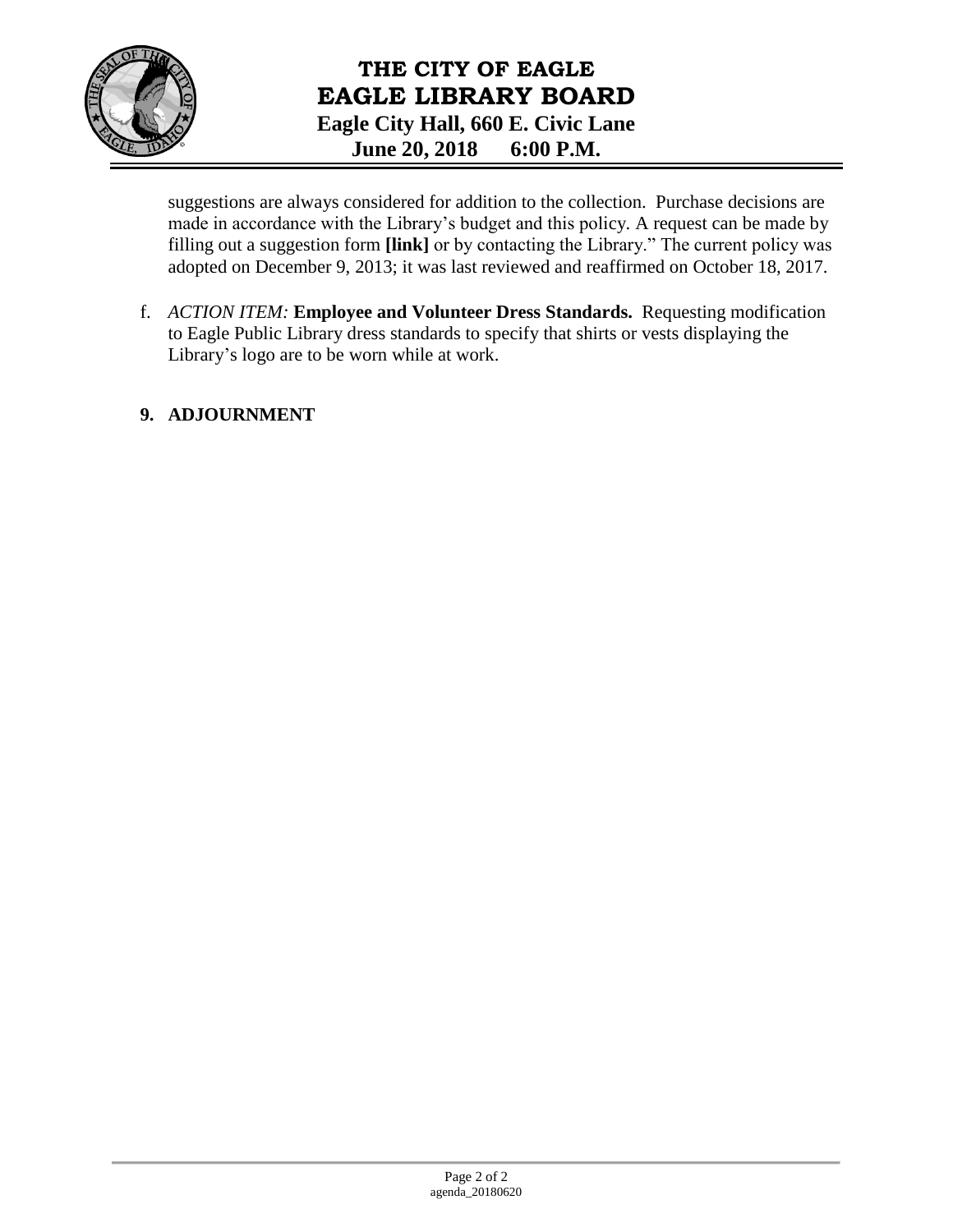suggestions are always considered for addition to the collection. Purchase decisions are made in accordance with the Library's budget and this policy. A request can be made by filling out a suggestion form **[link]** or by contacting the Library." The current policy was adopted on December 9, 2013; it was last reviewed and reaffirmed on October 18, 2017.

f. *ACTION ITEM:* **Employee and Volunteer Dress Standards.** Requesting modification to Eagle Public Library dress standards to specify that shirts or vests displaying the Library's logo are to be worn while at work.

**9. ADJOURNMENT**